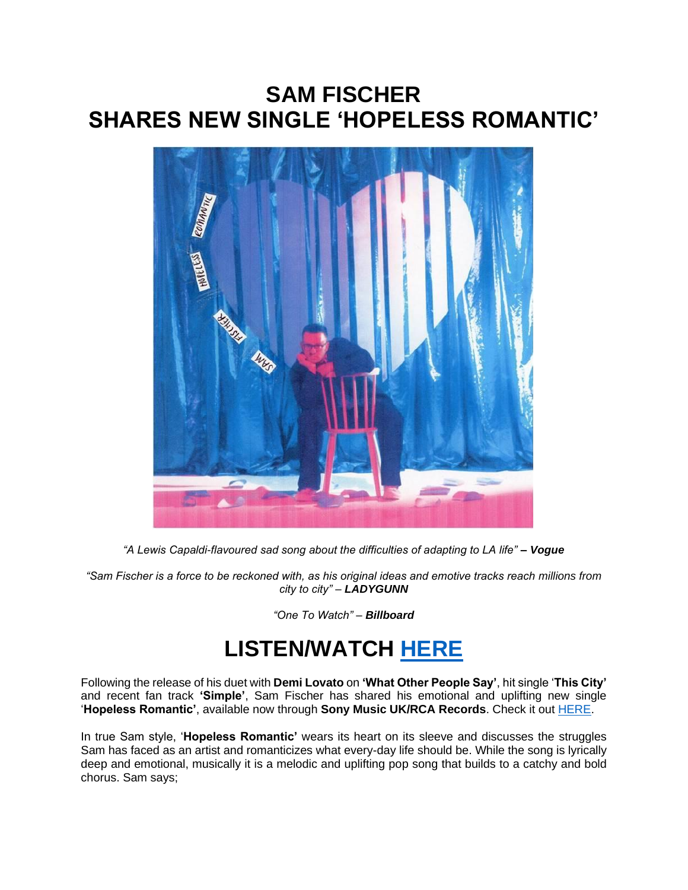# SAM FISCHER
# SHARES NEW SINGLE 'HOPELESS ROMANTIC'

*"A Lewis Capaldi-flavoured sad song about the difficulties of adapting to LA life"* ***– Vogue***

*"Sam Fischer is a force to be reckoned with, as his original ideas and emotive tracks reach millions from city to city" –* ***LADYGUNN***

*"One To Watch" –* ***Billboard***

## LISTEN/WATCH HERE

Following the release of his duet with **Demi Lovato** on **'What Other People Say'**, hit single '**This City'** and recent fan track **'Simple'**, Sam Fischer has shared his emotional and uplifting new single '**Hopeless Romantic'**, available now through **Sony Music UK/RCA Records**. Check it out HERE.

In true Sam style, '**Hopeless Romantic'** wears its heart on its sleeve and discusses the struggles Sam has faced as an artist and romanticizes what every-day life should be. While the song is lyrically deep and emotional, musically it is a melodic and uplifting pop song that builds to a catchy and bold chorus. Sam says;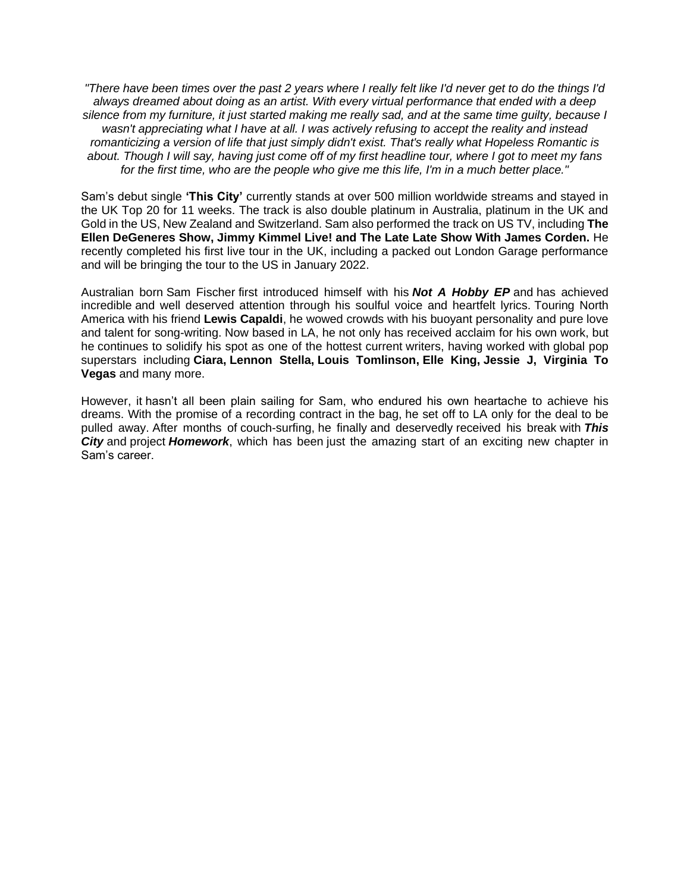*"There have been times over the past 2 years where I really felt like I'd never get to do the things I'd always dreamed about doing as an artist. With every virtual performance that ended with a deep silence from my furniture, it just started making me really sad, and at the same time guilty, because I wasn't appreciating what I have at all. I was actively refusing to accept the reality and instead romanticizing a version of life that just simply didn't exist. That's really what Hopeless Romantic is about. Though I will say, having just come off of my first headline tour, where I got to meet my fans for the first time, who are the people who give me this life, I'm in a much better place."*

Sam's debut single **'This City'** currently stands at over 500 million worldwide streams and stayed in the UK Top 20 for 11 weeks. The track is also double platinum in Australia, platinum in the UK and Gold in the US, New Zealand and Switzerland. Sam also performed the track on US TV, including **The Ellen DeGeneres Show, Jimmy Kimmel Live! and The Late Late Show With James Corden.** He recently completed his first live tour in the UK, including a packed out London Garage performance and will be bringing the tour to the US in January 2022.

Australian born Sam Fischer first introduced himself with his ***Not A Hobby EP*** and has achieved incredible and well deserved attention through his soulful voice and heartfelt lyrics. Touring North America with his friend **Lewis Capaldi**, he wowed crowds with his buoyant personality and pure love and talent for song-writing. Now based in LA, he not only has received acclaim for his own work, but he continues to solidify his spot as one of the hottest current writers, having worked with global pop superstars including **Ciara, Lennon Stella, Louis Tomlinson, Elle King, Jessie J, Virginia To Vegas** and many more.

However, it hasn't all been plain sailing for Sam, who endured his own heartache to achieve his dreams. With the promise of a recording contract in the bag, he set off to LA only for the deal to be pulled away. After months of couch-surfing, he finally and deservedly received his break with ***This City*** and project ***Homework***, which has been just the amazing start of an exciting new chapter in Sam's career.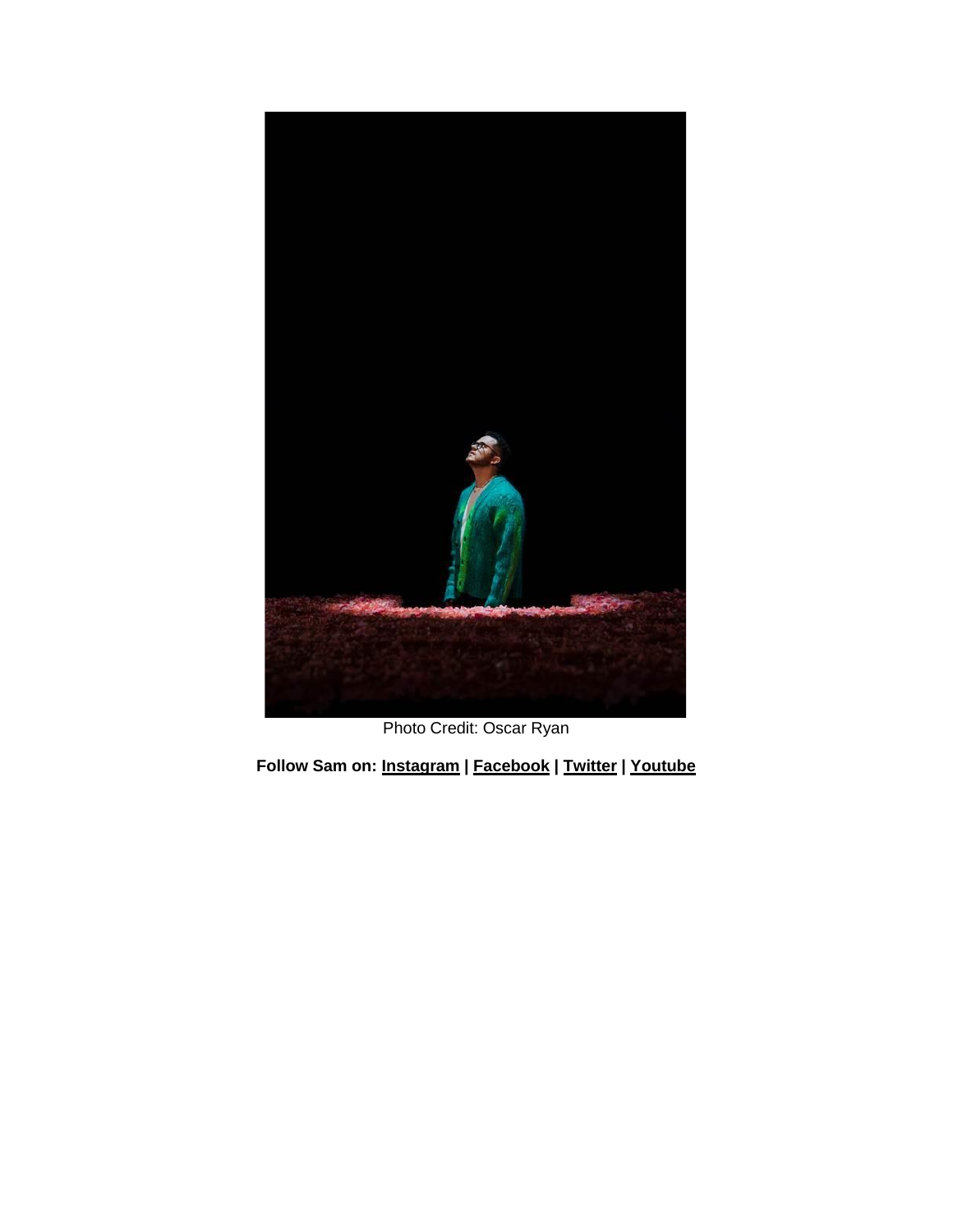Photo Credit: Oscar Ryan

**Follow Sam on: Instagram | Facebook | Twitter | Youtube**